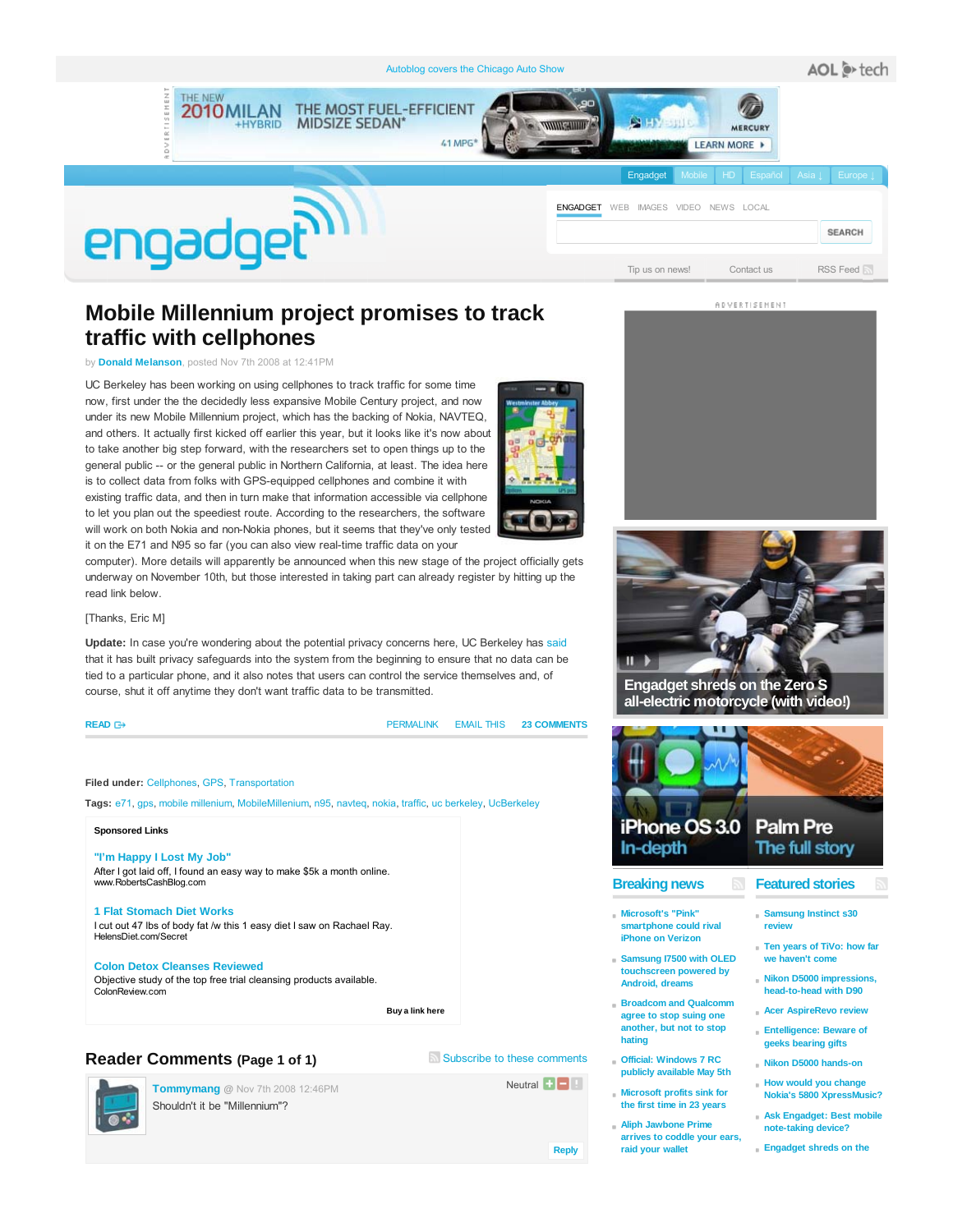Autoblog covers the Chicago Auto Show

# Mobile Millennium project promises to track traffic with cellphones

by **Donald Melanson**, posted Nov 7th 2008 at 12:41PM

UC Berkeley has been working on using cellphones to track traffic for some time now, first under the the decidedly less expansive Mobile Century project, and now under its new Mobile Millennium project, which has the backing of Nokia, NAVTEQ, and others. It actually first kicked off earlier this year, but it looks like it's now about to take another big step forward, with the researchers set to open things up to the general public -- or the general public in Northern California, at least. The idea here is to collect data from folks with GPS-equipped cellphones and combine it with existing traffic data, and then in turn make that information accessible via cellphone to let you plan out the speediest route. According to the researchers, the software will work on both Nokia and non-Nokia phones, but it seems that they've only tested it on the E71 and N95 so far (you can also view real-time traffic data on your computer). More details will apparently be announced when this new stage of the project officially gets underway on November 10th, but those interested in taking part can already register by hitting up the read link below.

[Thanks, Eric M]

**Update:** In case you're wondering about the potential privacy concerns here, UC Berkeley has said that it has built privacy safeguards into the system from the beginning to ensure that no data can be tied to a particular phone, and it also notes that users can control the service themselves and, of course, shut it off anytime they don't want traffic data to be transmitted.

READ | PERMALINK | EMAIL THIS | 23 COMMENTS

**Filed under:** Cellphones, GPS, Transportation

**Tags:** e71, gps, mobile millenium, MobileMillenium, n95, navteq, nokia, traffic, uc berkeley, UcBerkeley

**Sponsored Links**

**"I'm Happy I Lost My Job"**
After I got laid off, I found an easy way to make $5k a month online.
www.RobertsCashBlog.com

**1 Flat Stomach Diet Works**
I cut out 47 lbs of body fat /w this 1 easy diet I saw on Rachael Ray.
HelensDiet.com/Secret

**Colon Detox Cleanses Reviewed**
Objective study of the top free trial cleansing products available.
ColonReview.com

Buy a link here

## Reader Comments (Page 1 of 1)

Subscribe to these comments

**Tommymang** @ Nov 7th 2008 12:46PM — Neutral

Shouldn't it be "Millennium"?

Reply

Engadget shreds on the Zero S all-electric motorcycle (with video!)

iPhone OS 3.0 In-depth

Palm Pre The full story

## Breaking news

- Microsoft's "Pink" smartphone could rival iPhone on Verizon
- Samsung I7500 with OLED touchscreen powered by Android, dreams
- Broadcom and Qualcomm agree to stop suing one another, but not to stop hating
- Official: Windows 7 RC publicly available May 5th
- Microsoft profits sink for the first time in 23 years
- Aliph Jawbone Prime arrives to coddle your ears, raid your wallet

## Featured stories

- Samsung Instinct s30 review
- Ten years of TiVo: how far we haven't come
- Nikon D5000 impressions, head-to-head with D90
- Acer AspireRevo review
- Entelligence: Beware of geeks bearing gifts
- Nikon D5000 hands-on
- How would you change Nokia's 5800 XpressMusic?
- Ask Engadget: Best mobile note-taking device?
- Engadget shreds on the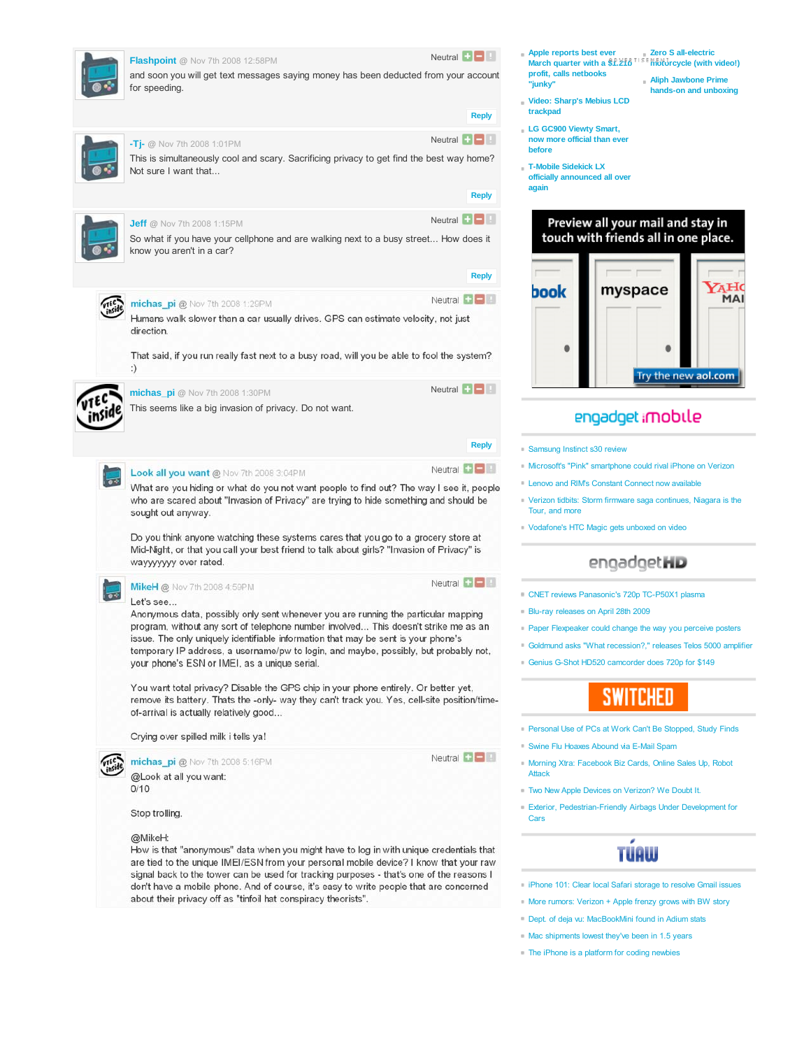**Flashpoint** @ Nov 7th 2008 12:58PM — Neutral

and soon you will get text messages saying money has been deducted from your account for speeding.

Reply

**-Tj-** @ Nov 7th 2008 1:01PM — Neutral

This is simultaneously cool and scary. Sacrificing privacy to get find the best way home? Not sure I want that...

Reply

**Jeff** @ Nov 7th 2008 1:15PM — Neutral

So what if you have your cellphone and are walking next to a busy street... How does it know you aren't in a car?

Reply

**michas_pi** @ Nov 7th 2008 1:29PM — Neutral

Humans walk slower than a car usually drives. GPS can estimate velocity, not just direction.

That said, if you run really fast next to a busy road, will you be able to fool the system? :)

**michas_pi** @ Nov 7th 2008 1:30PM — Neutral

This seems like a big invasion of privacy. Do not want.

Reply

**Look all you want** @ Nov 7th 2008 3:04PM — Neutral

What are you hiding or what do you not want people to find out? The way I see it, people who are scared about "Invasion of Privacy" are trying to hide something and should be sought out anyway.

Do you think anyone watching these systems cares that you go to a grocery store at Mid-Night, or that you call your best friend to talk about girls? "Invasion of Privacy" is wayyyyyyy over rated.

**MikeH** @ Nov 7th 2008 4:59PM — Neutral

Let's see...
Anonymous data, possibly only sent whenever you are running the particular mapping program, without any sort of telephone number involved... This doesn't strike me as an issue. The only uniquely identifiable information that may be sent is your phone's temporary IP address, a username/pw to login, and maybe, possibly, but probably not, your phone's ESN or IMEI, as a unique serial.

You want total privacy? Disable the GPS chip in your phone entirely. Or better yet, remove its battery. Thats the -only- way they can't track you. Yes, cell-site position/time-of-arrival is actually relatively good...

Crying over spilled milk i tells ya!

**michas_pi** @ Nov 7th 2008 5:16PM — Neutral

@Look at all you want:
0/10

Stop trolling.

@MikeH:
How is that "anonymous" data when you might have to log in with unique credentials that are tied to the unique IMEI/ESN from your personal mobile device? I know that your raw signal back to the tower can be used for tracking purposes - that's one of the reasons I don't have a mobile phone. And of course, it's easy to write people that are concerned about their privacy off as "tinfoil hat conspiracy theorists".

---

- Apple reports best ever March quarter with a $1.21B profit, calls netbooks "junky"
- Video: Sharp's Mebius LCD trackpad
- LG GC900 Viewty Smart, now more official than ever before
- T-Mobile Sidekick LX officially announced all over again
- Zero S all-electric motorcycle (with video!)
- Aliph Jawbone Prime hands-on and unboxing

ADVERTISEMENT

Preview all your mail and stay in touch with friends all in one place. Try the new aol.com

## engadget mobile

- Samsung Instinct s30 review
- Microsoft's "Pink" smartphone could rival iPhone on Verizon
- Lenovo and RIM's Constant Connect now available
- Verizon tidbits: Storm firmware saga continues, Niagara is the Tour, and more
- Vodafone's HTC Magic gets unboxed on video

## engadget HD

- CNET reviews Panasonic's 720p TC-P50X1 plasma
- Blu-ray releases on April 28th 2009
- Paper Flexpeaker could change the way you perceive posters
- Goldmund asks "What recession?," releases Telos 5000 amplifier
- Genius G-Shot HD520 camcorder does 720p for $149

## SWITCHED

- Personal Use of PCs at Work Can't Be Stopped, Study Finds
- Swine Flu Hoaxes Abound via E-Mail Spam
- Morning Xtra: Facebook Biz Cards, Online Sales Up, Robot Attack
- Two New Apple Devices on Verizon? We Doubt It.
- Exterior, Pedestrian-Friendly Airbags Under Development for Cars

## TUAW

- iPhone 101: Clear local Safari storage to resolve Gmail issues
- More rumors: Verizon + Apple frenzy grows with BW story
- Dept. of deja vu: MacBookMini found in Adium stats
- Mac shipments lowest they've been in 1.5 years
- The iPhone is a platform for coding newbies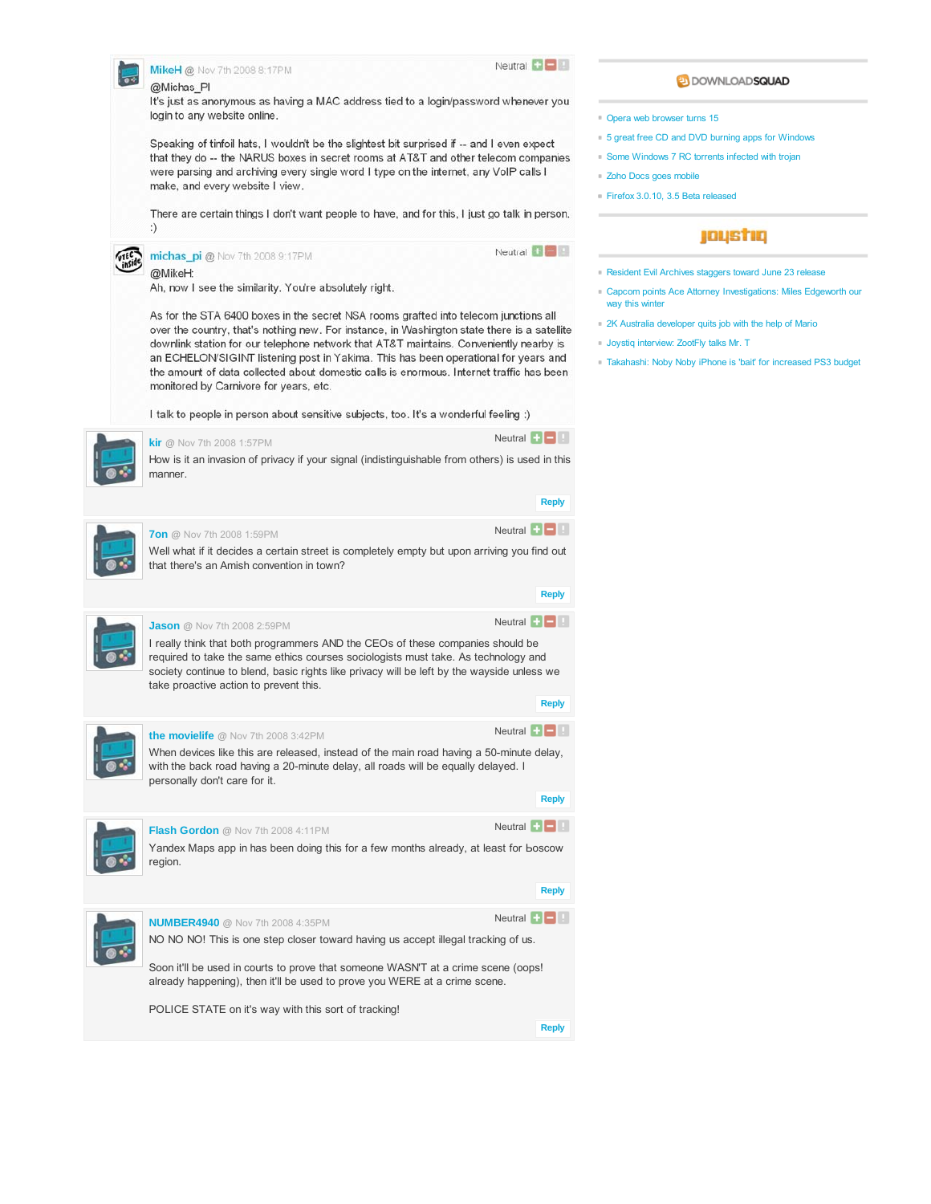**MikeH** @ Nov 7th 2008 8:17PM

Neutral

@Michas_PI
It's just as anonymous as having a MAC address tied to a login/password whenever you login to any website online.

Speaking of tinfoil hats, I wouldn't be the slightest bit surprised if -- and I even expect that they do -- the NARUS boxes in secret rooms at AT&T and other telecom companies were parsing and archiving every single word I type on the internet, any VoIP calls I make, and every website I view.

There are certain things I don't want people to have, and for this, I just go talk in person. :)

**michas_pi** @ Nov 7th 2008 9:17PM

Neutral

@MikeH:
Ah, now I see the similarity. You're absolutely right.

As for the STA 6400 boxes in the secret NSA rooms grafted into telecom junctions all over the country, that's nothing new. For instance, in Washington state there is a satellite downlink station for our telephone network that AT&T maintains. Conveniently nearby is an ECHELON/SIGINT listening post in Yakima. This has been operational for years and the amount of data collected about domestic calls is enormous. Internet traffic has been monitored by Carnivore for years, etc.

I talk to people in person about sensitive subjects, too. It's a wonderful feeling :)

**kir** @ Nov 7th 2008 1:57PM

Neutral

How is it an invasion of privacy if your signal (indistinguishable from others) is used in this manner.

Reply

**7on** @ Nov 7th 2008 1:59PM

Neutral

Well what if it decides a certain street is completely empty but upon arriving you find out that there's an Amish convention in town?

Reply

**Jason** @ Nov 7th 2008 2:59PM

Neutral

I really think that both programmers AND the CEOs of these companies should be required to take the same ethics courses sociologists must take. As technology and society continue to blend, basic rights like privacy will be left by the wayside unless we take proactive action to prevent this.

Reply

**the movielife** @ Nov 7th 2008 3:42PM

Neutral

When devices like this are released, instead of the main road having a 50-minute delay, with the back road having a 20-minute delay, all roads will be equally delayed. I personally don't care for it.

Reply

**Flash Gordon** @ Nov 7th 2008 4:11PM

Neutral

Yandex Maps app in has been doing this for a few months already, at least for Moscow region.

Reply

**NUMBER4940** @ Nov 7th 2008 4:35PM

Neutral

NO NO NO! This is one step closer toward having us accept illegal tracking of us.

Soon it'll be used in courts to prove that someone WASN'T at a crime scene (oops! already happening), then it'll be used to prove you WERE at a crime scene.

POLICE STATE on it's way with this sort of tracking!

Reply

---

**DOWNLOADSQUAD**

- Opera web browser turns 15
- 5 great free CD and DVD burning apps for Windows
- Some Windows 7 RC torrents infected with trojan
- Zoho Docs goes mobile
- Firefox 3.0.10, 3.5 Beta released

**joystiq**

- Resident Evil Archives staggers toward June 23 release
- Capcom points Ace Attorney Investigations: Miles Edgeworth our way this winter
- 2K Australia developer quits job with the help of Mario
- Joystiq interview: ZootFly talks Mr. T
- Takahashi: Noby Noby iPhone is 'bait' for increased PS3 budget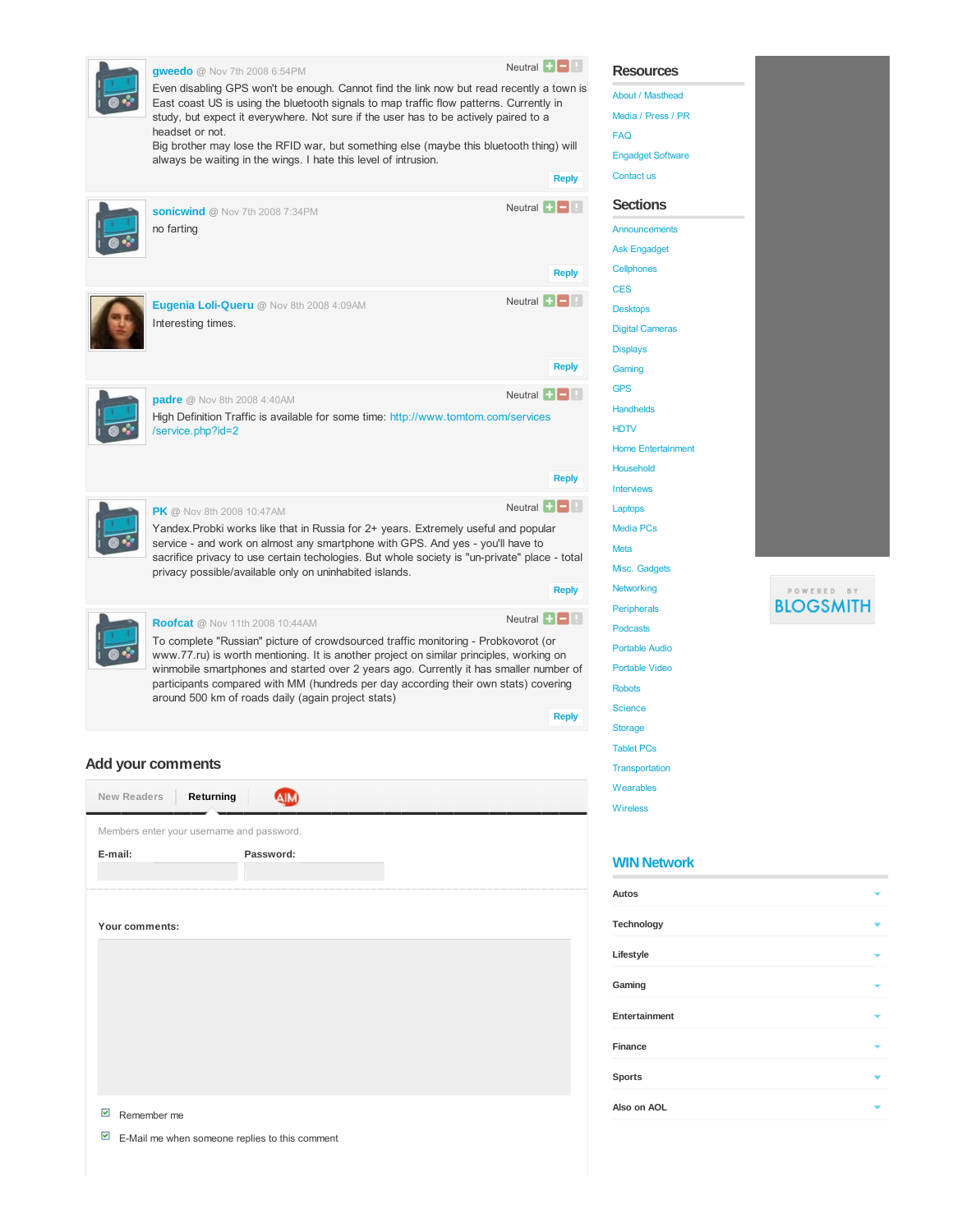**gweedo** @ Nov 7th 2008 6:54PM

Neutral

Even disabling GPS won't be enough. Cannot find the link now but read recently a town is East coast US is using the bluetooth signals to map traffic flow patterns. Currently in study, but expect it everywhere. Not sure if the user has to be actively paired to a headset or not.
Big brother may lose the RFID war, but something else (maybe this bluetooth thing) will always be waiting in the wings. I hate this level of intrusion.

Reply

**sonicwind** @ Nov 7th 2008 7:34PM

Neutral

no farting

Reply

**Eugenia Loli-Queru** @ Nov 8th 2008 4:09AM

Neutral

Interesting times.

Reply

**padre** @ Nov 8th 2008 4:40AM

Neutral

High Definition Traffic is available for some time: http://www.tomtom.com/services/service.php?id=2

Reply

**PK** @ Nov 8th 2008 10:47AM

Neutral

Yandex.Probki works like that in Russia for 2+ years. Extremely useful and popular service - and work on almost any smartphone with GPS. And yes - you'll have to sacrifice privacy to use certain techologies. But whole society is "un-private" place - total privacy possible/available only on uninhabited islands.

Reply

**Roofcat** @ Nov 11th 2008 10:44AM

Neutral

To complete "Russian" picture of crowdsourced traffic monitoring - Probkovorot (or www.77.ru) is worth mentioning. It is another project on similar principles, working on winmobile smartphones and started over 2 years ago. Currently it has smaller number of participants compared with MM (hundreds per day according their own stats) covering around 500 km of roads daily (again project stats)

Reply

## Add your comments

New Readers | Returning | AIM

Members enter your username and password.

**E-mail:** **Password:**

**Your comments:**

☑ Remember me

☑ E-Mail me when someone replies to this comment

## Resources

- About / Masthead
- Media / Press / PR
- FAQ
- Engadget Software
- Contact us

## Sections

- Announcements
- Ask Engadget
- Cellphones
- CES
- Desktops
- Digital Cameras
- Displays
- Gaming
- GPS
- Handhelds
- HDTV
- Home Entertainment
- Household
- Interviews
- Laptops
- Media PCs
- Meta
- Misc. Gadgets
- Networking
- Peripherals
- Podcasts
- Portable Audio
- Portable Video
- Robots
- Science
- Storage
- Tablet PCs
- Transportation
- Wearables
- Wireless

POWERED BY BLOGSMITH

## WIN Network

- **Autos**
- **Technology**
- **Lifestyle**
- **Gaming**
- **Entertainment**
- **Finance**
- **Sports**
- **Also on AOL**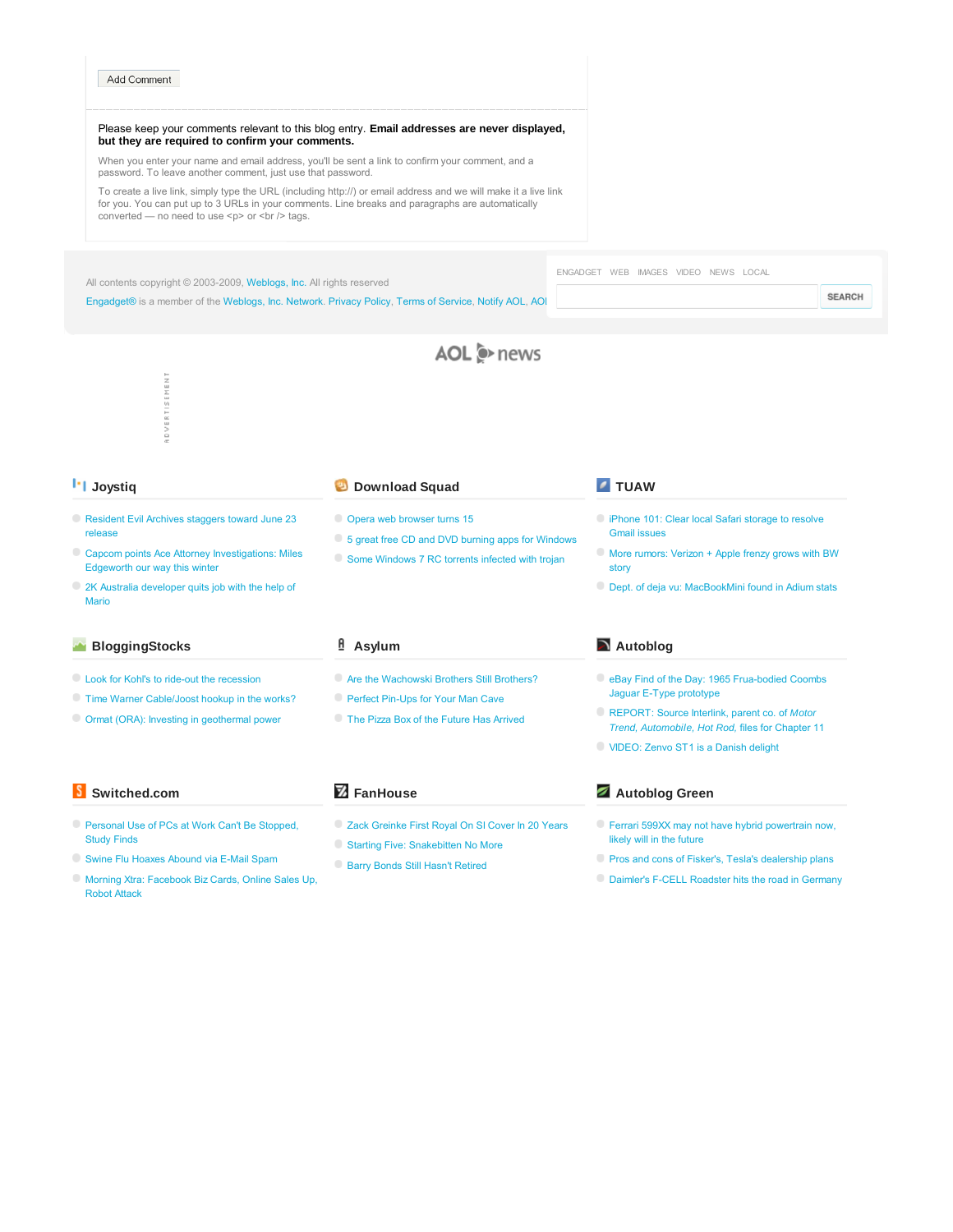Add Comment

Please keep your comments relevant to this blog entry. **Email addresses are never displayed, but they are required to confirm your comments.**

When you enter your name and email address, you'll be sent a link to confirm your comment, and a password. To leave another comment, just use that password.

To create a live link, simply type the URL (including http://) or email address and we will make it a live link for you. You can put up to 3 URLs in your comments. Line breaks and paragraphs are automatically converted — no need to use <p> or <br /> tags.

All contents copyright © 2003-2009, Weblogs, Inc. All rights reserved

Engadget® is a member of the Weblogs, Inc. Network. Privacy Policy, Terms of Service, Notify AOL, AOI

ENGADGET WEB IMAGES VIDEO NEWS LOCAL

SEARCH

AOL news

ADVERTISEMENT

### Joystiq

- Resident Evil Archives staggers toward June 23 release
- Capcom points Ace Attorney Investigations: Miles Edgeworth our way this winter
- 2K Australia developer quits job with the help of Mario

### Download Squad

- Opera web browser turns 15
- 5 great free CD and DVD burning apps for Windows
- Some Windows 7 RC torrents infected with trojan

### TUAW

- iPhone 101: Clear local Safari storage to resolve Gmail issues
- More rumors: Verizon + Apple frenzy grows with BW story
- Dept. of deja vu: MacBookMini found in Adium stats

### BloggingStocks

- Look for Kohl's to ride-out the recession
- Time Warner Cable/Joost hookup in the works?
- Ormat (ORA): Investing in geothermal power

### Asylum

- Are the Wachowski Brothers Still Brothers?
- Perfect Pin-Ups for Your Man Cave
- The Pizza Box of the Future Has Arrived

### Autoblog

- eBay Find of the Day: 1965 Frua-bodied Coombs Jaguar E-Type prototype
- REPORT: Source Interlink, parent co. of *Motor Trend, Automobile, Hot Rod,* files for Chapter 11
- VIDEO: Zenvo ST1 is a Danish delight

### Switched.com

- Personal Use of PCs at Work Can't Be Stopped, Study Finds
- Swine Flu Hoaxes Abound via E-Mail Spam
- Morning Xtra: Facebook Biz Cards, Online Sales Up, Robot Attack

### FanHouse

- Zack Greinke First Royal On SI Cover In 20 Years
- Starting Five: Snakebitten No More
- Barry Bonds Still Hasn't Retired

### Autoblog Green

- Ferrari 599XX may not have hybrid powertrain now, likely will in the future
- Pros and cons of Fisker's, Tesla's dealership plans
- Daimler's F-CELL Roadster hits the road in Germany